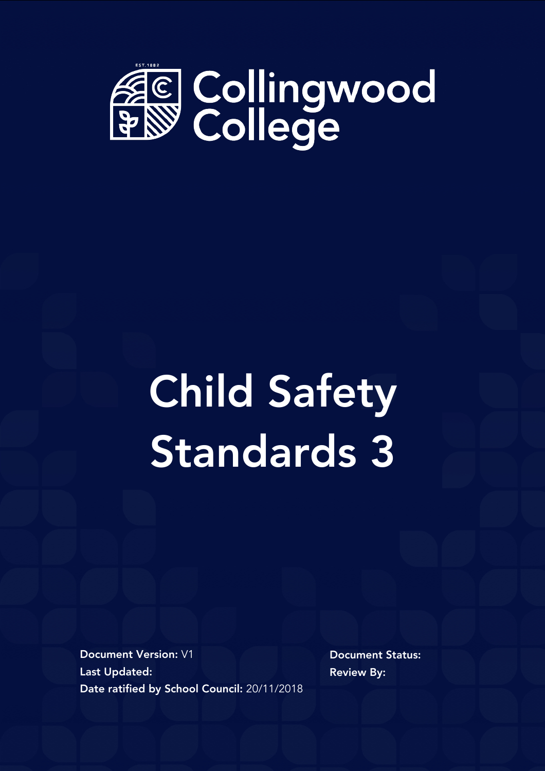EST.1882

# Collingwood College

# Child Safety Standards 3

**Document Version:** V1

**Last Updated:**

**Date ratified by School Council:** 20/11/2018

**Document Status:**

**Review By:**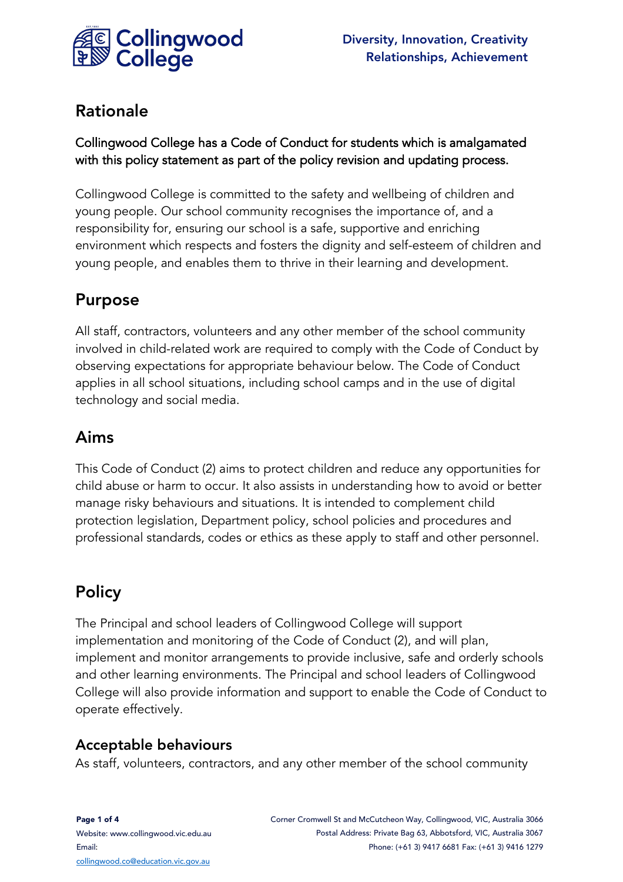## Rationale

Collingwood College has a Code of Conduct for students which is amalgamated with this policy statement as part of the policy revision and updating process.

Collingwood College is committed to the safety and wellbeing of children and young people. Our school community recognises the importance of, and a responsibility for, ensuring our school is a safe, supportive and enriching environment which respects and fosters the dignity and self-esteem of children and young people, and enables them to thrive in their learning and development.

## Purpose

All staff, contractors, volunteers and any other member of the school community involved in child-related work are required to comply with the Code of Conduct by observing expectations for appropriate behaviour below. The Code of Conduct applies in all school situations, including school camps and in the use of digital technology and social media.

## Aims

This Code of Conduct (2) aims to protect children and reduce any opportunities for child abuse or harm to occur. It also assists in understanding how to avoid or better manage risky behaviours and situations. It is intended to complement child protection legislation, Department policy, school policies and procedures and professional standards, codes or ethics as these apply to staff and other personnel.

## Policy

The Principal and school leaders of Collingwood College will support implementation and monitoring of the Code of Conduct (2), and will plan, implement and monitor arrangements to provide inclusive, safe and orderly schools and other learning environments. The Principal and school leaders of Collingwood College will also provide information and support to enable the Code of Conduct to operate effectively.

### Acceptable behaviours

As staff, volunteers, contractors, and any other member of the school community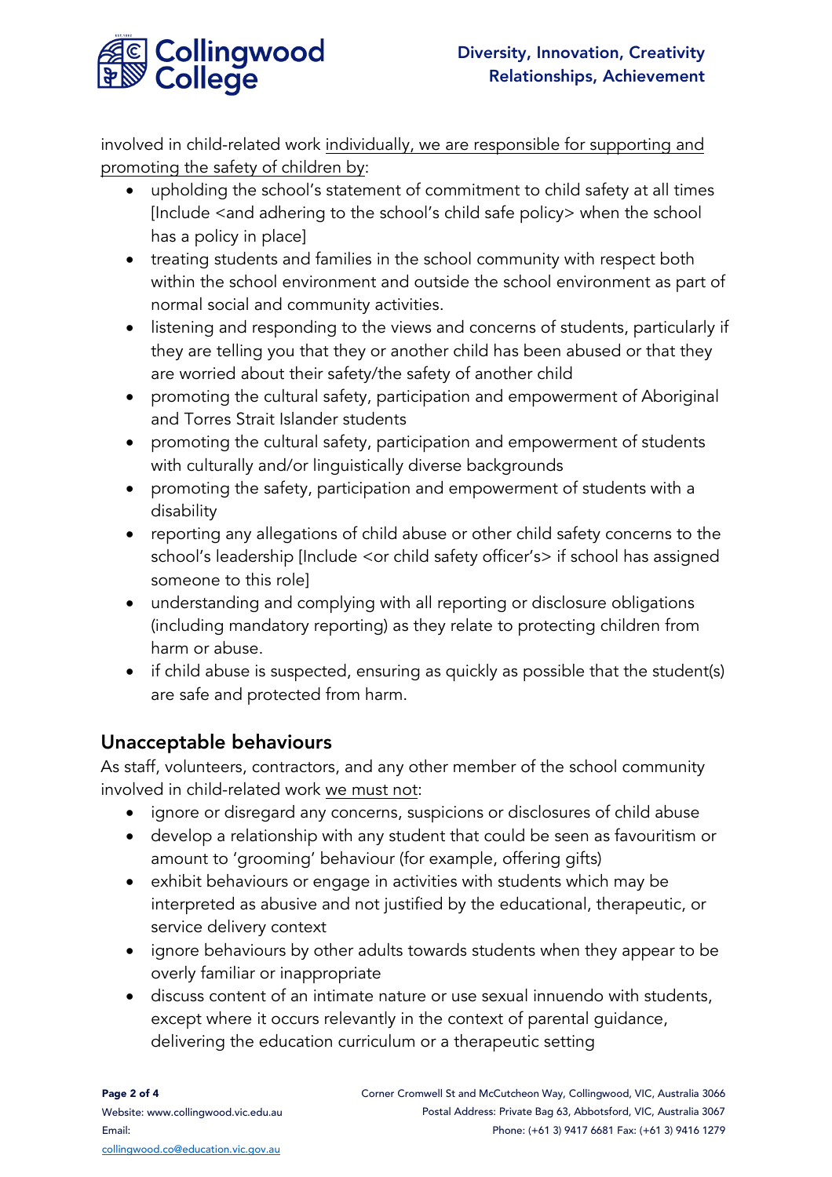involved in child-related work individually, we are responsible for supporting and promoting the safety of children by:

- upholding the school's statement of commitment to child safety at all times [Include <and adhering to the school's child safe policy> when the school has a policy in place]
- treating students and families in the school community with respect both within the school environment and outside the school environment as part of normal social and community activities.
- listening and responding to the views and concerns of students, particularly if they are telling you that they or another child has been abused or that they are worried about their safety/the safety of another child
- promoting the cultural safety, participation and empowerment of Aboriginal and Torres Strait Islander students
- promoting the cultural safety, participation and empowerment of students with culturally and/or linguistically diverse backgrounds
- promoting the safety, participation and empowerment of students with a disability
- reporting any allegations of child abuse or other child safety concerns to the school's leadership [Include <or child safety officer's> if school has assigned someone to this role]
- understanding and complying with all reporting or disclosure obligations (including mandatory reporting) as they relate to protecting children from harm or abuse.
- if child abuse is suspected, ensuring as quickly as possible that the student(s) are safe and protected from harm.

## Unacceptable behaviours

As staff, volunteers, contractors, and any other member of the school community involved in child-related work we must not:

- ignore or disregard any concerns, suspicions or disclosures of child abuse
- develop a relationship with any student that could be seen as favouritism or amount to 'grooming' behaviour (for example, offering gifts)
- exhibit behaviours or engage in activities with students which may be interpreted as abusive and not justified by the educational, therapeutic, or service delivery context
- ignore behaviours by other adults towards students when they appear to be overly familiar or inappropriate
- discuss content of an intimate nature or use sexual innuendo with students, except where it occurs relevantly in the context of parental guidance, delivering the education curriculum or a therapeutic setting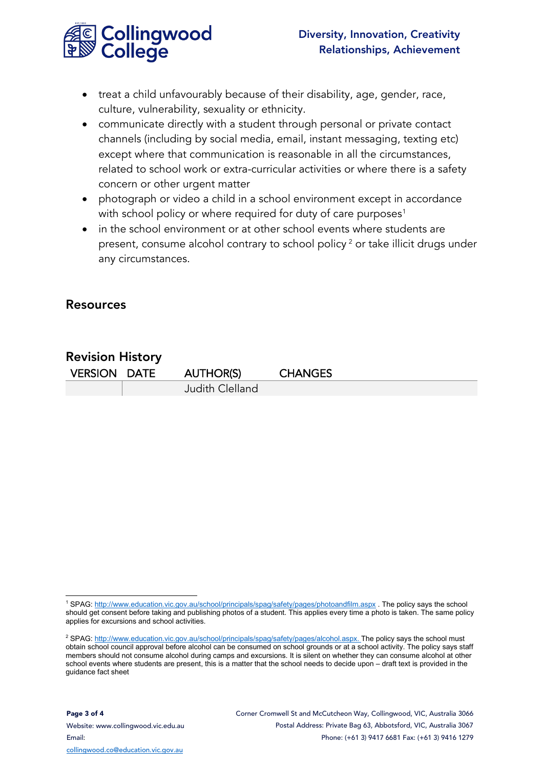- treat a child unfavourably because of their disability, age, gender, race, culture, vulnerability, sexuality or ethnicity.
- communicate directly with a student through personal or private contact channels (including by social media, email, instant messaging, texting etc) except where that communication is reasonable in all the circumstances, related to school work or extra-curricular activities or where there is a safety concern or other urgent matter
- photograph or video a child in a school environment except in accordance with school policy or where required for duty of care purposes[1]
- in the school environment or at other school events where students are present, consume alcohol contrary to school policy[2] or take illicit drugs under any circumstances.

## Resources

## Revision History

| VERSION | DATE | AUTHOR(S) | CHANGES |
| --- | --- | --- | --- |
| | | Judith Clelland | |

[1] SPAG: http://www.education.vic.gov.au/school/principals/spag/safety/pages/photoandfilm.aspx . The policy says the school should get consent before taking and publishing photos of a student. This applies every time a photo is taken. The same policy applies for excursions and school activities.

[2] SPAG: http://www.education.vic.gov.au/school/principals/spag/safety/pages/alcohol.aspx. The policy says the school must obtain school council approval before alcohol can be consumed on school grounds or at a school activity. The policy says staff members should not consume alcohol during camps and excursions. It is silent on whether they can consume alcohol at other school events where students are present, this is a matter that the school needs to decide upon – draft text is provided in the guidance fact sheet